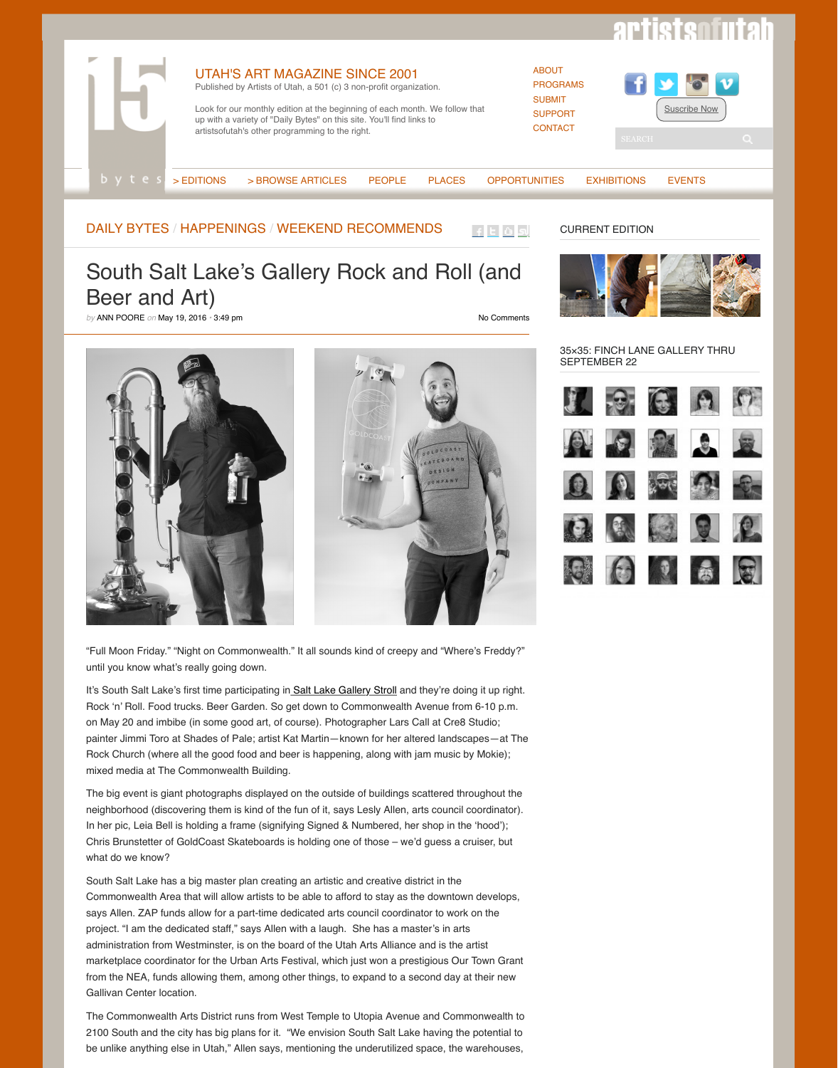UTAH'S ART MAGAZINE SINCE 2001

Published by Artists of Utah, a 501 (c) 3 non-profit organization.

Look for our monthly edition at the beginning of each month. We follow that up with a variety of "Daily Bytes" on this site. You'll find links to artistsofutah's other programming to the right.

ABOUT
PROGRAMS
SUBMIT
SUPPORT
CONTACT

Suscribe Now

> EDITIONS | > BROWSE ARTICLES | PEOPLE | PLACES | OPPORTUNITIES | EXHIBITIONS | EVENTS

DAILY BYTES / HAPPENINGS / WEEKEND RECOMMENDS

# South Salt Lake's Gallery Rock and Roll (and Beer and Art)

*by* ANN POORE *on* May 19, 2016 • 3:49 pm

No Comments

"Full Moon Friday." "Night on Commonwealth." It all sounds kind of creepy and "Where's Freddy?" until you know what's really going down.

It's South Salt Lake's first time participating in Salt Lake Gallery Stroll and they're doing it up right. Rock 'n' Roll. Food trucks. Beer Garden. So get down to Commonwealth Avenue from 6-10 p.m. on May 20 and imbibe (in some good art, of course). Photographer Lars Call at Cre8 Studio; painter Jimmi Toro at Shades of Pale; artist Kat Martin—known for her altered landscapes—at The Rock Church (where all the good food and beer is happening, along with jam music by Mokie); mixed media at The Commonwealth Building.

The big event is giant photographs displayed on the outside of buildings scattered throughout the neighborhood (discovering them is kind of the fun of it, says Lesly Allen, arts council coordinator). In her pic, Leia Bell is holding a frame (signifying Signed & Numbered, her shop in the 'hood'); Chris Brunstetter of GoldCoast Skateboards is holding one of those – we'd guess a cruiser, but what do we know?

South Salt Lake has a big master plan creating an artistic and creative district in the Commonwealth Area that will allow artists to be able to afford to stay as the downtown develops, says Allen. ZAP funds allow for a part-time dedicated arts council coordinator to work on the project. "I am the dedicated staff," says Allen with a laugh. She has a master's in arts administration from Westminster, is on the board of the Utah Arts Alliance and is the artist marketplace coordinator for the Urban Arts Festival, which just won a prestigious Our Town Grant from the NEA, funds allowing them, among other things, to expand to a second day at their new Gallivan Center location.

The Commonwealth Arts District runs from West Temple to Utopia Avenue and Commonwealth to 2100 South and the city has big plans for it. "We envision South Salt Lake having the potential to be unlike anything else in Utah," Allen says, mentioning the underutilized space, the warehouses,

CURRENT EDITION

35×35: FINCH LANE GALLERY THRU SEPTEMBER 22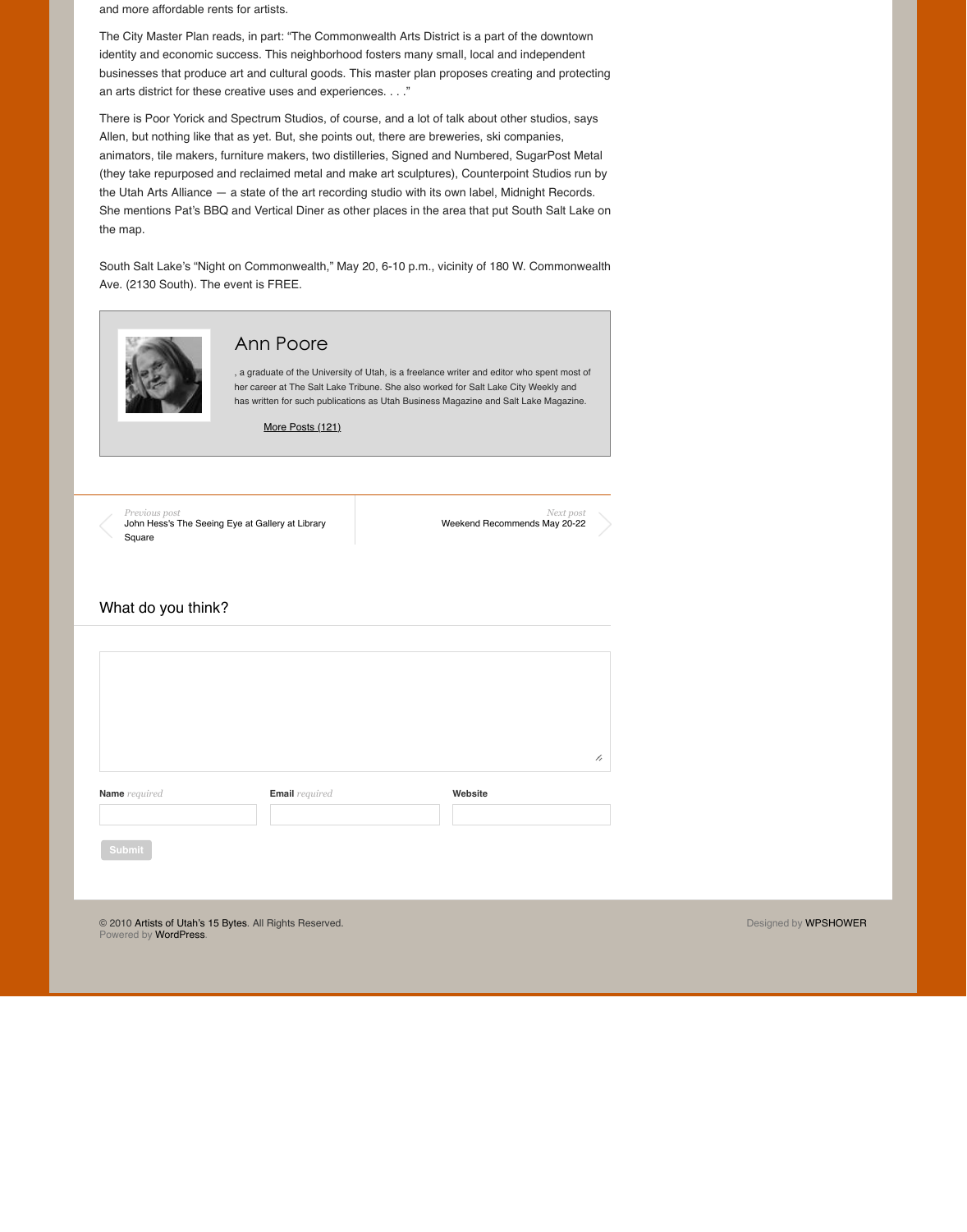and more affordable rents for artists.

The City Master Plan reads, in part: "The Commonwealth Arts District is a part of the downtown identity and economic success. This neighborhood fosters many small, local and independent businesses that produce art and cultural goods. This master plan proposes creating and protecting an arts district for these creative uses and experiences. . . ."

There is Poor Yorick and Spectrum Studios, of course, and a lot of talk about other studios, says Allen, but nothing like that as yet. But, she points out, there are breweries, ski companies, animators, tile makers, furniture makers, two distilleries, Signed and Numbered, SugarPost Metal (they take repurposed and reclaimed metal and make art sculptures), Counterpoint Studios run by the Utah Arts Alliance — a state of the art recording studio with its own label, Midnight Records. She mentions Pat's BBQ and Vertical Diner as other places in the area that put South Salt Lake on the map.

South Salt Lake's "Night on Commonwealth," May 20, 6-10 p.m., vicinity of 180 W. Commonwealth Ave. (2130 South). The event is FREE.

## Ann Poore

, a graduate of the University of Utah, is a freelance writer and editor who spent most of her career at The Salt Lake Tribune. She also worked for Salt Lake City Weekly and has written for such publications as Utah Business Magazine and Salt Lake Magazine.

More Posts (121)

*Previous post*
John Hess's The Seeing Eye at Gallery at Library Square

*Next post*
Weekend Recommends May 20-22

## What do you think?

**Name** *required* **Email** *required* **Website**

Submit

© 2010 Artists of Utah's 15 Bytes. All Rights Reserved.
Powered by WordPress.

Designed by WPSHOWER